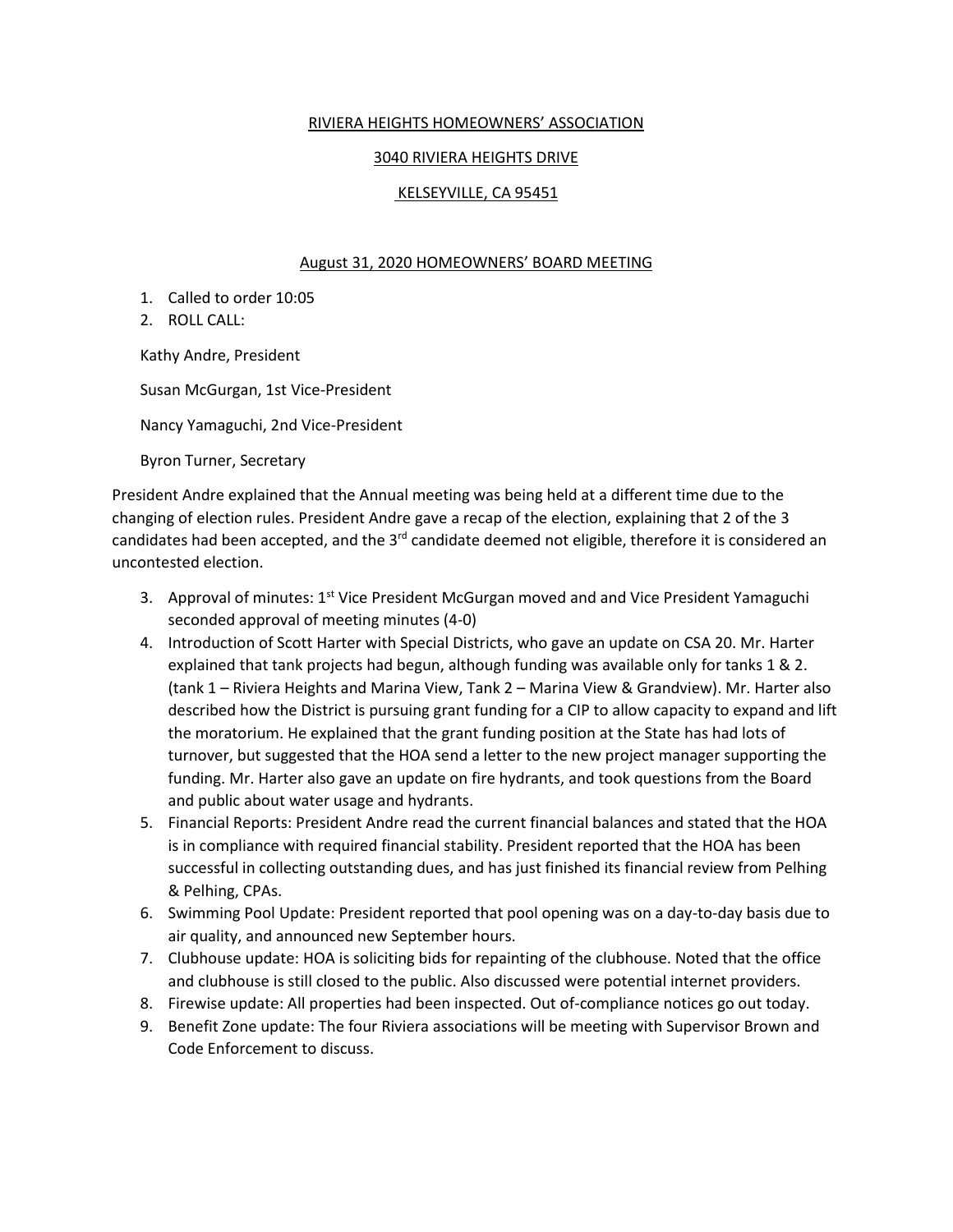RIVIERA HEIGHTS HOMEOWNERS' ASSOCIATION

3040 RIVIERA HEIGHTS DRIVE

KELSEYVILLE, CA 95451

August 31, 2020 HOMEOWNERS' BOARD MEETING

1. Called to order 10:05
2. ROLL CALL:

Kathy Andre, President

Susan McGurgan, 1st Vice-President

Nancy Yamaguchi, 2nd Vice-President

Byron Turner, Secretary

President Andre explained that the Annual meeting was being held at a different time due to the changing of election rules. President Andre gave a recap of the election, explaining that 2 of the 3 candidates had been accepted, and the 3rd candidate deemed not eligible, therefore it is considered an uncontested election.

3. Approval of minutes: 1st Vice President McGurgan moved and and Vice President Yamaguchi seconded approval of meeting minutes (4-0)
4. Introduction of Scott Harter with Special Districts, who gave an update on CSA 20. Mr. Harter explained that tank projects had begun, although funding was available only for tanks 1 & 2. (tank 1 – Riviera Heights and Marina View, Tank 2 – Marina View & Grandview). Mr. Harter also described how the District is pursuing grant funding for a CIP to allow capacity to expand and lift the moratorium. He explained that the grant funding position at the State has had lots of turnover, but suggested that the HOA send a letter to the new project manager supporting the funding. Mr. Harter also gave an update on fire hydrants, and took questions from the Board and public about water usage and hydrants.
5. Financial Reports: President Andre read the current financial balances and stated that the HOA is in compliance with required financial stability. President reported that the HOA has been successful in collecting outstanding dues, and has just finished its financial review from Pelhing & Pelhing, CPAs.
6. Swimming Pool Update: President reported that pool opening was on a day-to-day basis due to air quality, and announced new September hours.
7. Clubhouse update: HOA is soliciting bids for repainting of the clubhouse. Noted that the office and clubhouse is still closed to the public. Also discussed were potential internet providers.
8. Firewise update: All properties had been inspected. Out of-compliance notices go out today.
9. Benefit Zone update: The four Riviera associations will be meeting with Supervisor Brown and Code Enforcement to discuss.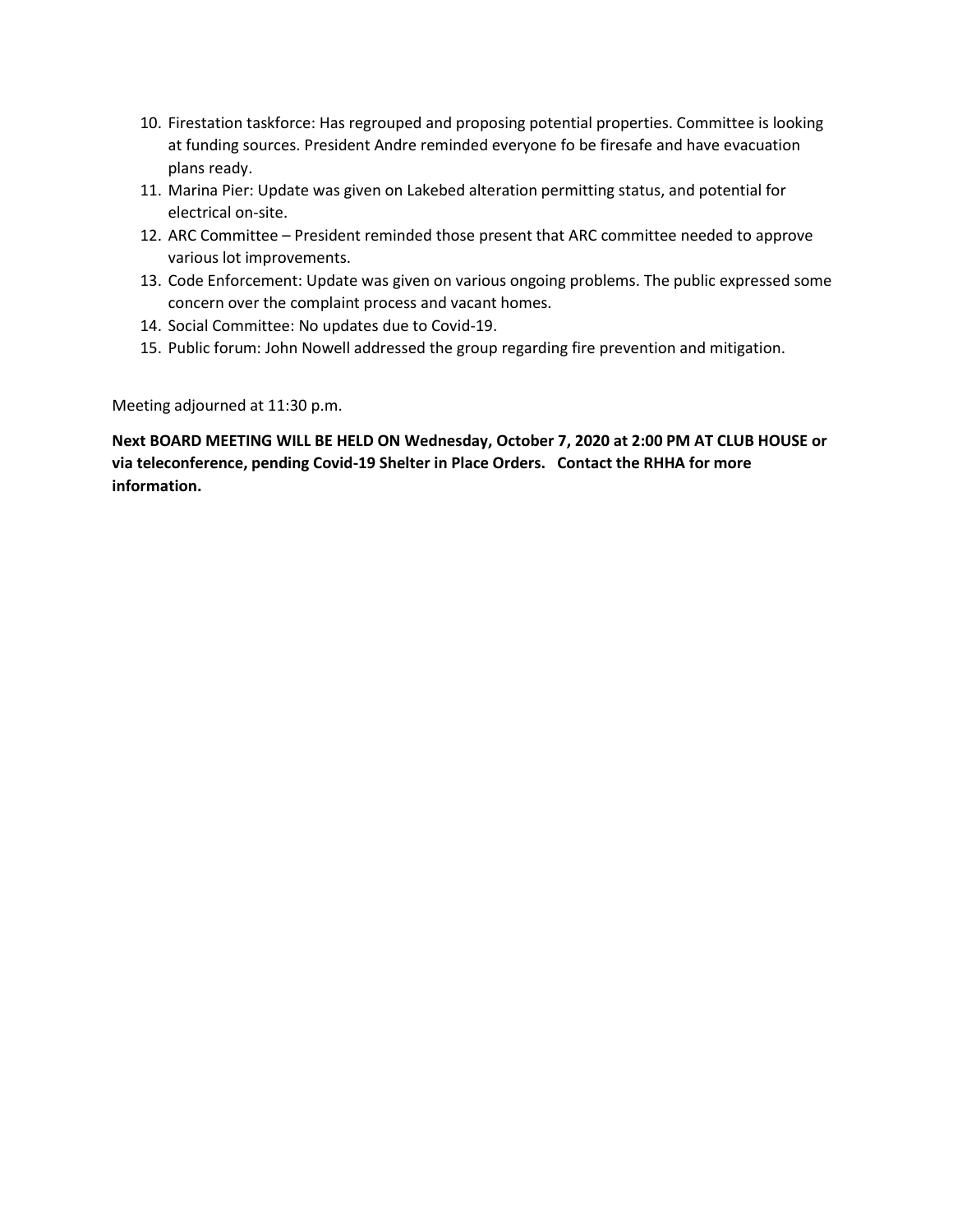10. Firestation taskforce: Has regrouped and proposing potential properties. Committee is looking at funding sources. President Andre reminded everyone fo be firesafe and have evacuation plans ready.
11. Marina Pier: Update was given on Lakebed alteration permitting status, and potential for electrical on-site.
12. ARC Committee – President reminded those present that ARC committee needed to approve various lot improvements.
13. Code Enforcement: Update was given on various ongoing problems. The public expressed some concern over the complaint process and vacant homes.
14. Social Committee: No updates due to Covid-19.
15. Public forum: John Nowell addressed the group regarding fire prevention and mitigation.

Meeting adjourned at 11:30 p.m.

**Next BOARD MEETING WILL BE HELD ON Wednesday, October 7, 2020 at 2:00 PM AT CLUB HOUSE or via teleconference, pending Covid-19 Shelter in Place Orders. Contact the RHHA for more information.**